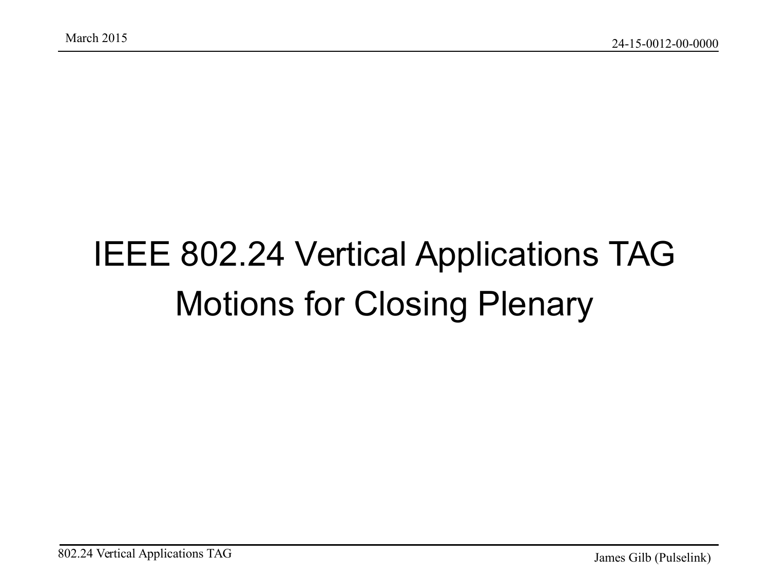# IEEE 802.24 Vertical Applications TAG Motions for Closing Plenary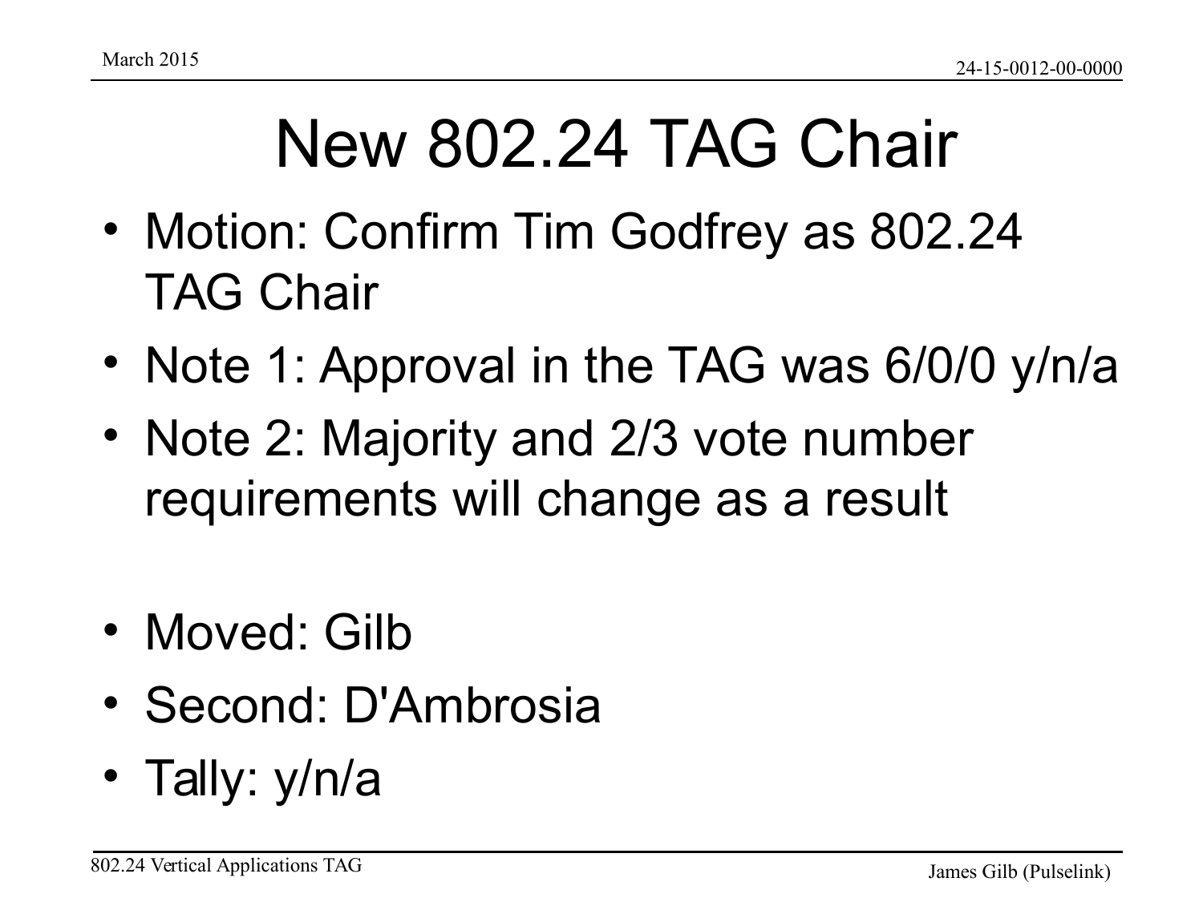# New 802.24 TAG Chair

- Motion: Confirm Tim Godfrey as 802.24 TAG Chair
- Note 1: Approval in the TAG was 6/0/0 y/n/a
- Note 2: Majority and 2/3 vote number requirements will change as a result

- Moved: Gilb
- Second: D'Ambrosia
- Tally: y/n/a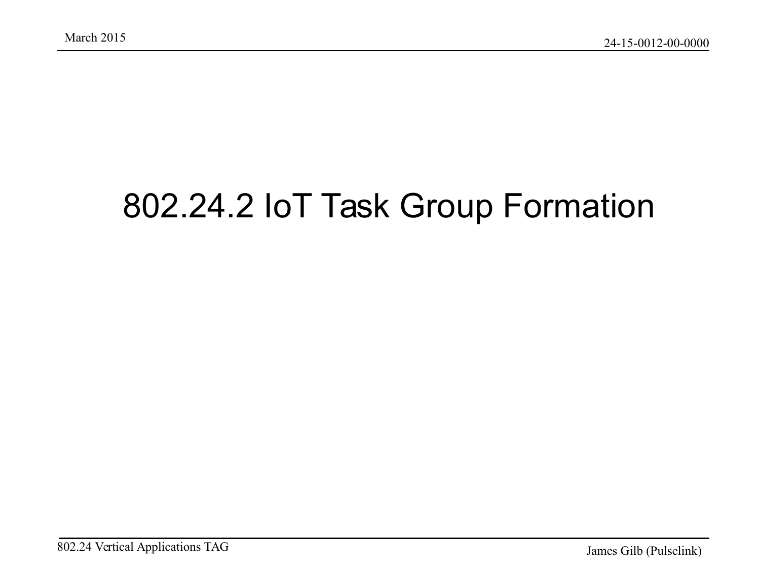# 802.24.2 IoT Task Group Formation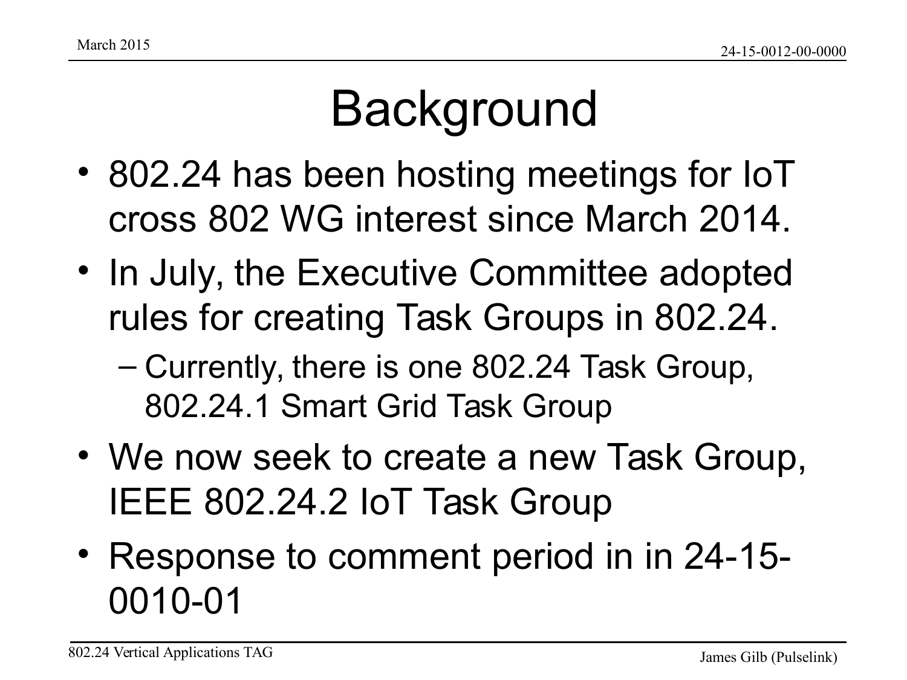# Background

- 802.24 has been hosting meetings for IoT cross 802 WG interest since March 2014.
- In July, the Executive Committee adopted rules for creating Task Groups in 802.24.
  - Currently, there is one 802.24 Task Group, 802.24.1 Smart Grid Task Group
- We now seek to create a new Task Group, IEEE 802.24.2 IoT Task Group
- Response to comment period in in 24-15-0010-01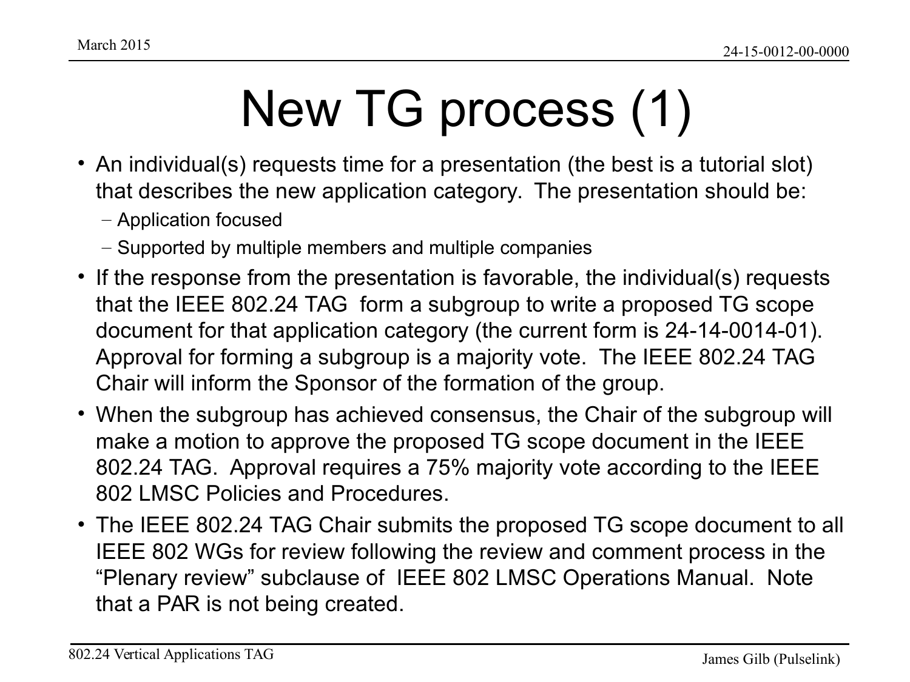# New TG process (1)

- An individual(s) requests time for a presentation (the best is a tutorial slot) that describes the new application category. The presentation should be:
  - Application focused
  - Supported by multiple members and multiple companies
- If the response from the presentation is favorable, the individual(s) requests that the IEEE 802.24 TAG form a subgroup to write a proposed TG scope document for that application category (the current form is 24-14-0014-01). Approval for forming a subgroup is a majority vote. The IEEE 802.24 TAG Chair will inform the Sponsor of the formation of the group.
- When the subgroup has achieved consensus, the Chair of the subgroup will make a motion to approve the proposed TG scope document in the IEEE 802.24 TAG. Approval requires a 75% majority vote according to the IEEE 802 LMSC Policies and Procedures.
- The IEEE 802.24 TAG Chair submits the proposed TG scope document to all IEEE 802 WGs for review following the review and comment process in the "Plenary review" subclause of IEEE 802 LMSC Operations Manual. Note that a PAR is not being created.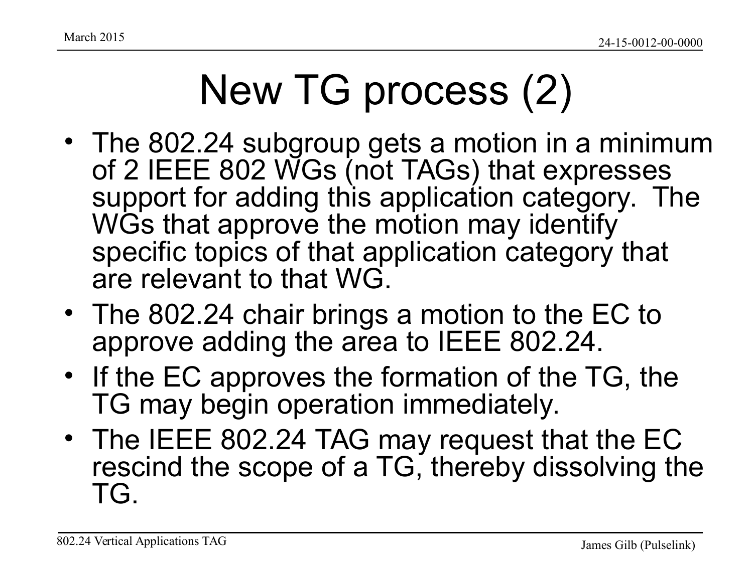# New TG process (2)

- The 802.24 subgroup gets a motion in a minimum of 2 IEEE 802 WGs (not TAGs) that expresses support for adding this application category. The WGs that approve the motion may identify specific topics of that application category that are relevant to that WG.
- The 802.24 chair brings a motion to the EC to approve adding the area to IEEE 802.24.
- If the EC approves the formation of the TG, the TG may begin operation immediately.
- The IEEE 802.24 TAG may request that the EC rescind the scope of a TG, thereby dissolving the TG.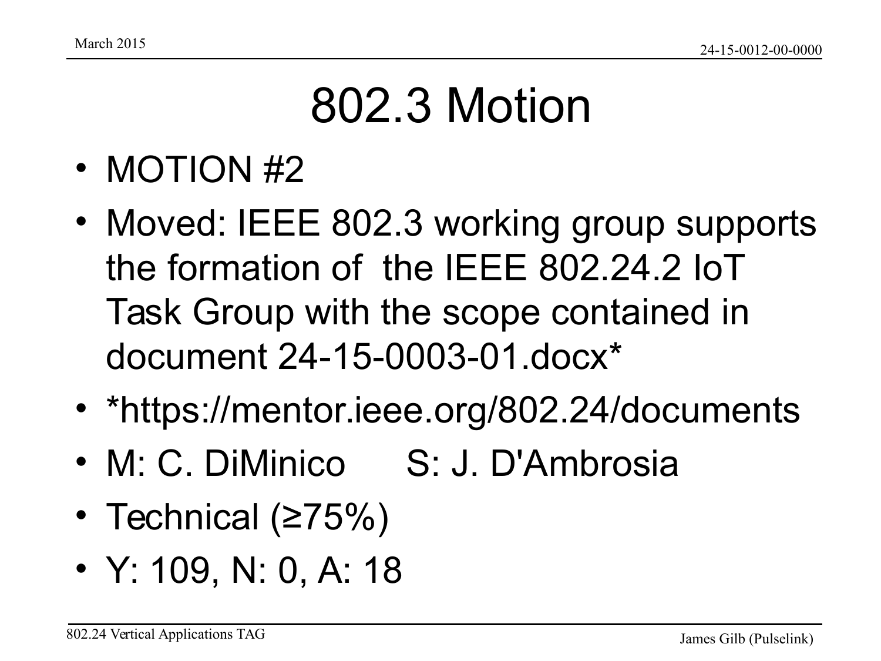# 802.3 Motion

- MOTION #2
- Moved: IEEE 802.3 working group supports the formation of the IEEE 802.24.2 IoT Task Group with the scope contained in document 24-15-0003-01.docx*
- *https://mentor.ieee.org/802.24/documents
- M: C. DiMinico S: J. D'Ambrosia
- Technical (≥75%)
- Y: 109, N: 0, A: 18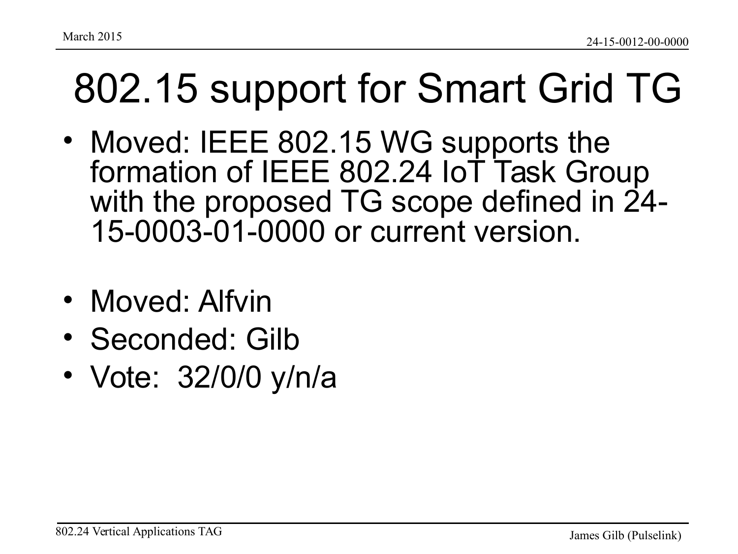# 802.15 support for Smart Grid TG

- Moved: IEEE 802.15 WG supports the formation of IEEE 802.24 IoT Task Group with the proposed TG scope defined in 24-15-0003-01-0000 or current version.

- Moved: Alfvin
- Seconded: Gilb
- Vote: 32/0/0 y/n/a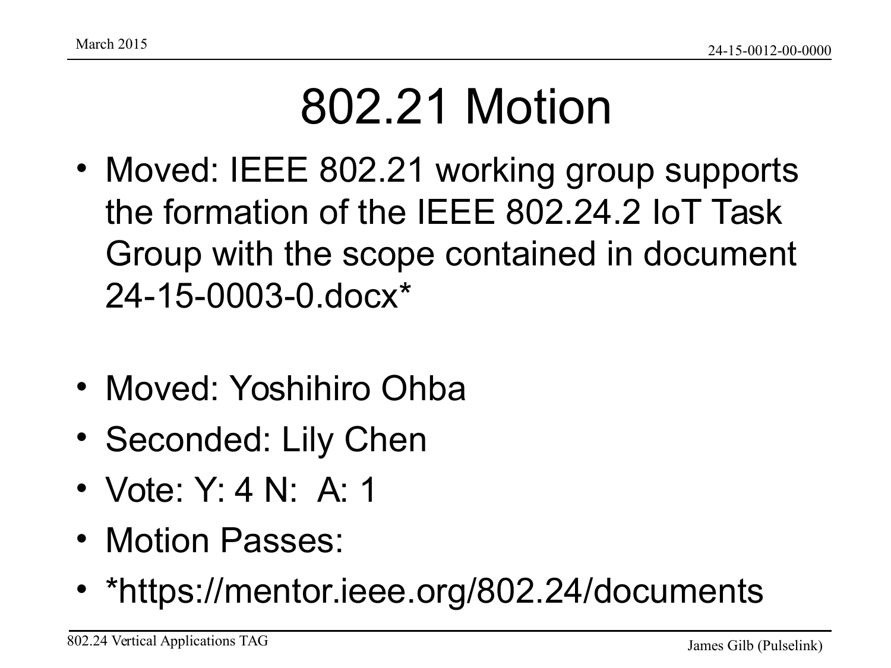# 802.21 Motion

- Moved: IEEE 802.21 working group supports the formation of the IEEE 802.24.2 IoT Task Group with the scope contained in document 24-15-0003-0.docx*

- Moved: Yoshihiro Ohba
- Seconded: Lily Chen
- Vote: Y: 4 N:  A: 1
- Motion Passes:
- *https://mentor.ieee.org/802.24/documents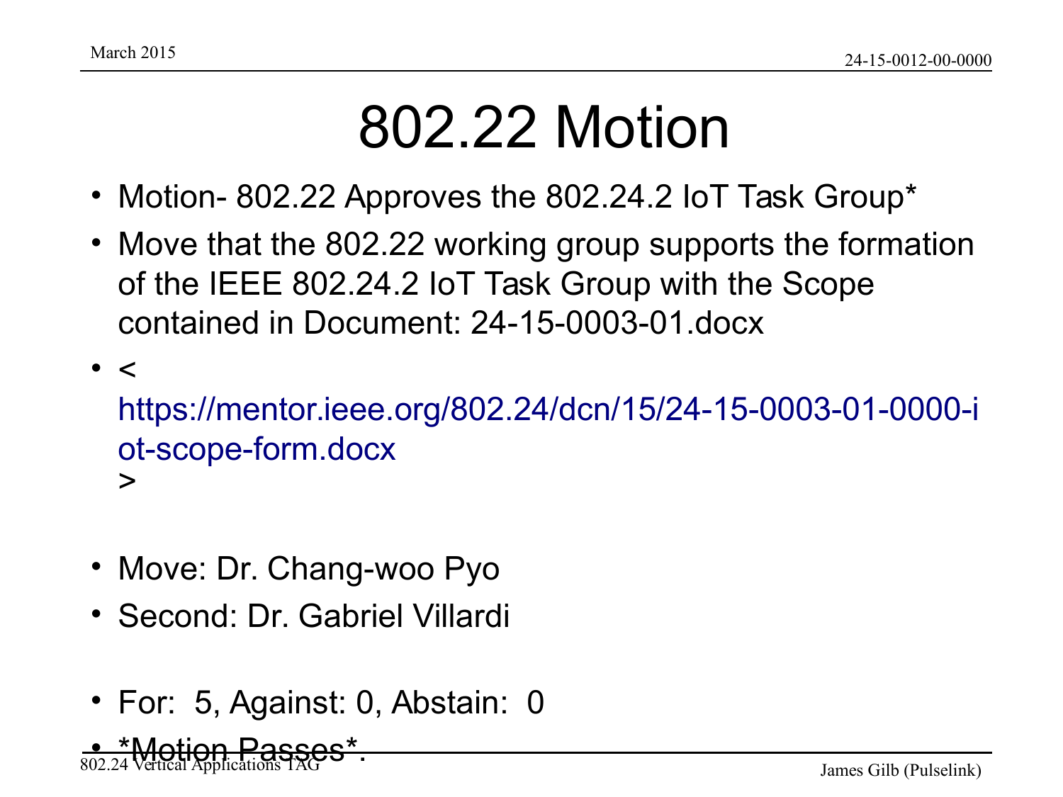# 802.22 Motion

- Motion- 802.22 Approves the 802.24.2 IoT Task Group*
- Move that the 802.22 working group supports the formation of the IEEE 802.24.2 IoT Task Group with the Scope contained in Document: 24-15-0003-01.docx
- < https://mentor.ieee.org/802.24/dcn/15/24-15-0003-01-0000-iot-scope-form.docx >

- Move: Dr. Chang-woo Pyo
- Second: Dr. Gabriel Villardi

- For: 5, Against: 0, Abstain: 0
- *Motion Passes*.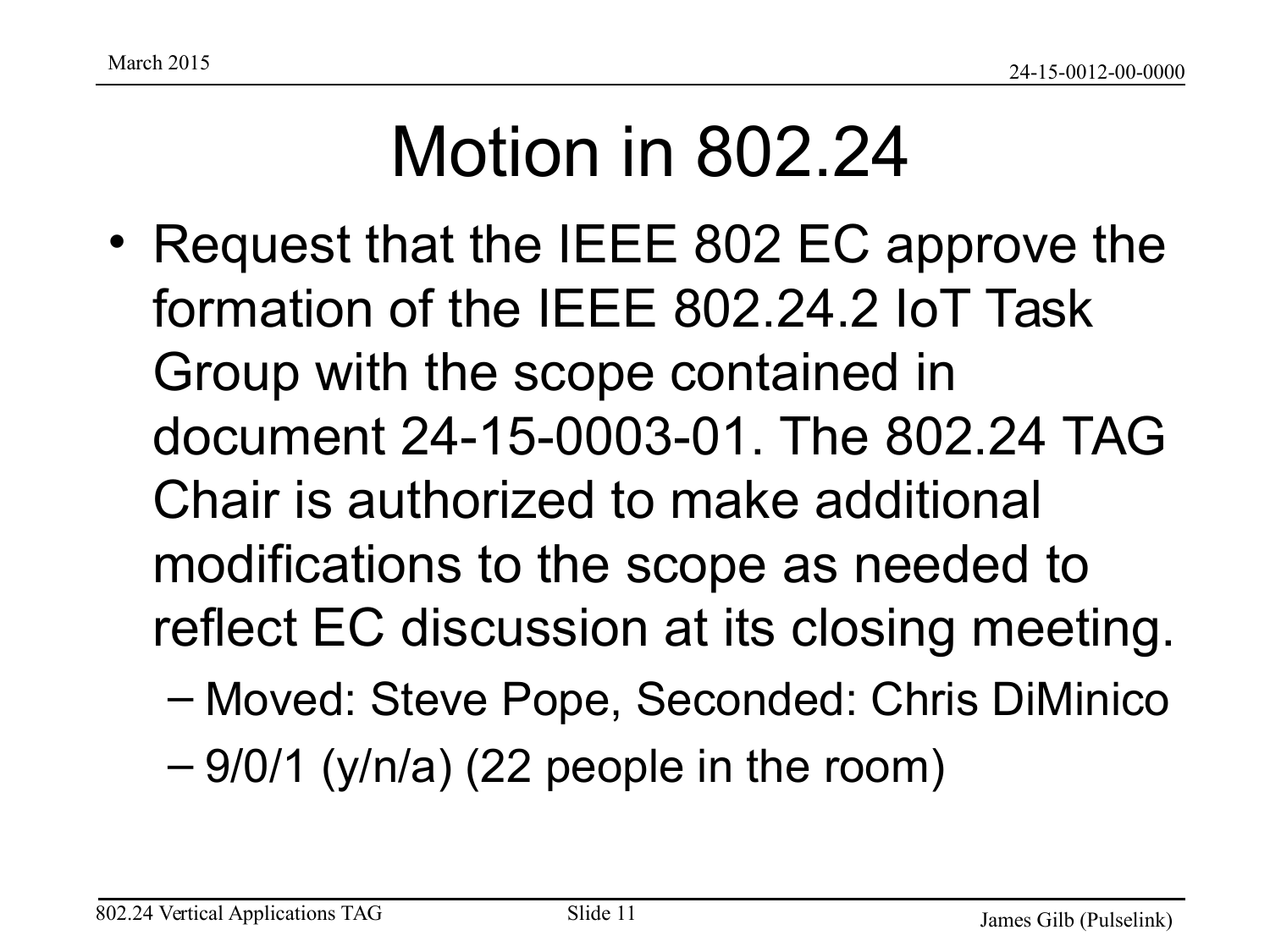# Motion in 802.24

- Request that the IEEE 802 EC approve the formation of the IEEE 802.24.2 IoT Task Group with the scope contained in document 24-15-0003-01. The 802.24 TAG Chair is authorized to make additional modifications to the scope as needed to reflect EC discussion at its closing meeting.
  - Moved: Steve Pope, Seconded: Chris DiMinico
  - 9/0/1 (y/n/a) (22 people in the room)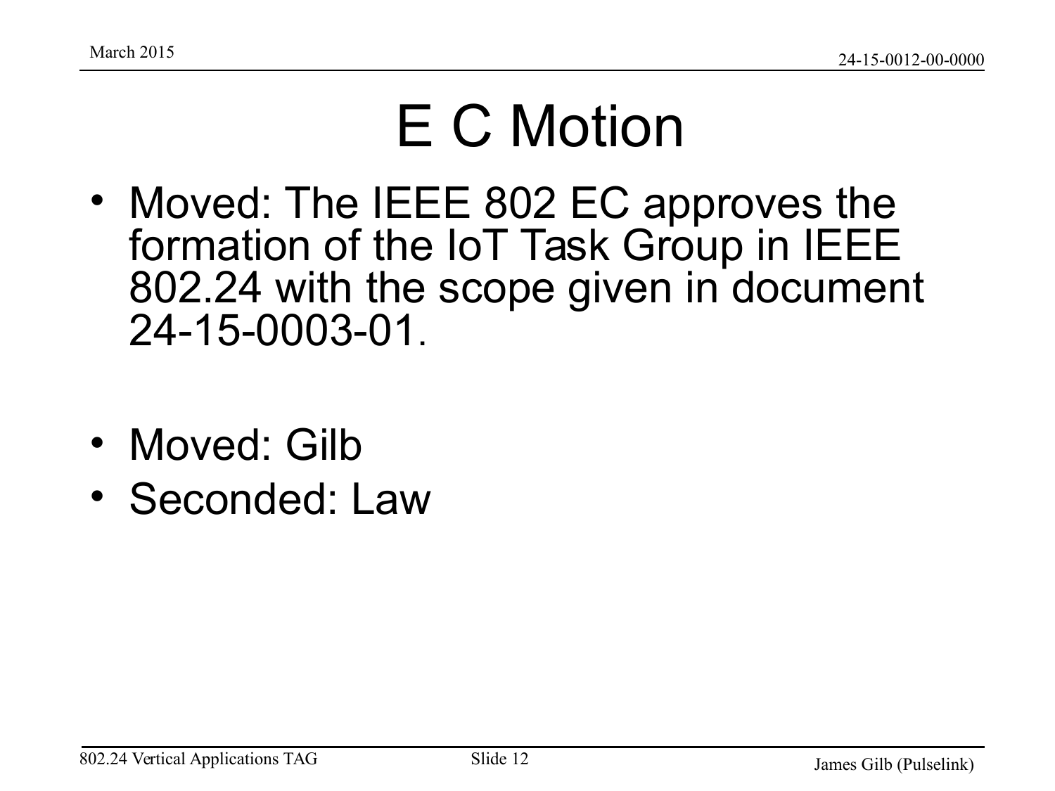# E C Motion

- Moved: The IEEE 802 EC approves the formation of the IoT Task Group in IEEE 802.24 with the scope given in document 24-15-0003-01.

- Moved: Gilb
- Seconded: Law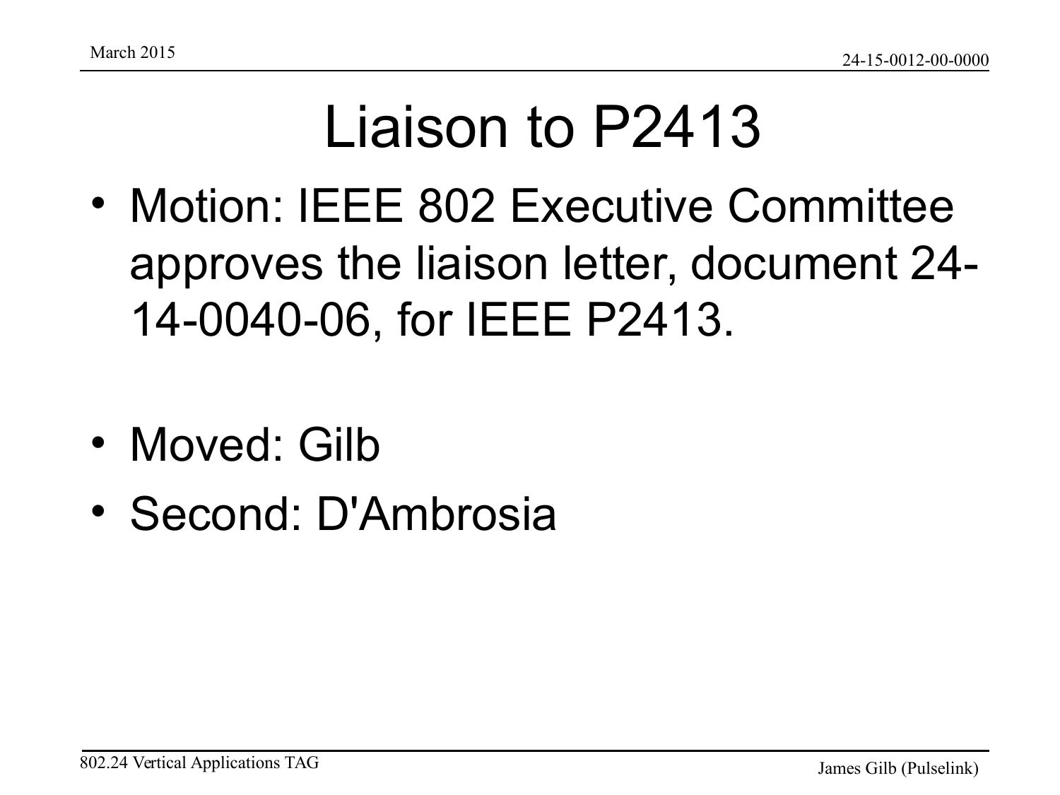# Liaison to P2413

- Motion: IEEE 802 Executive Committee approves the liaison letter, document 24-14-0040-06, for IEEE P2413.

- Moved: Gilb
- Second: D'Ambrosia